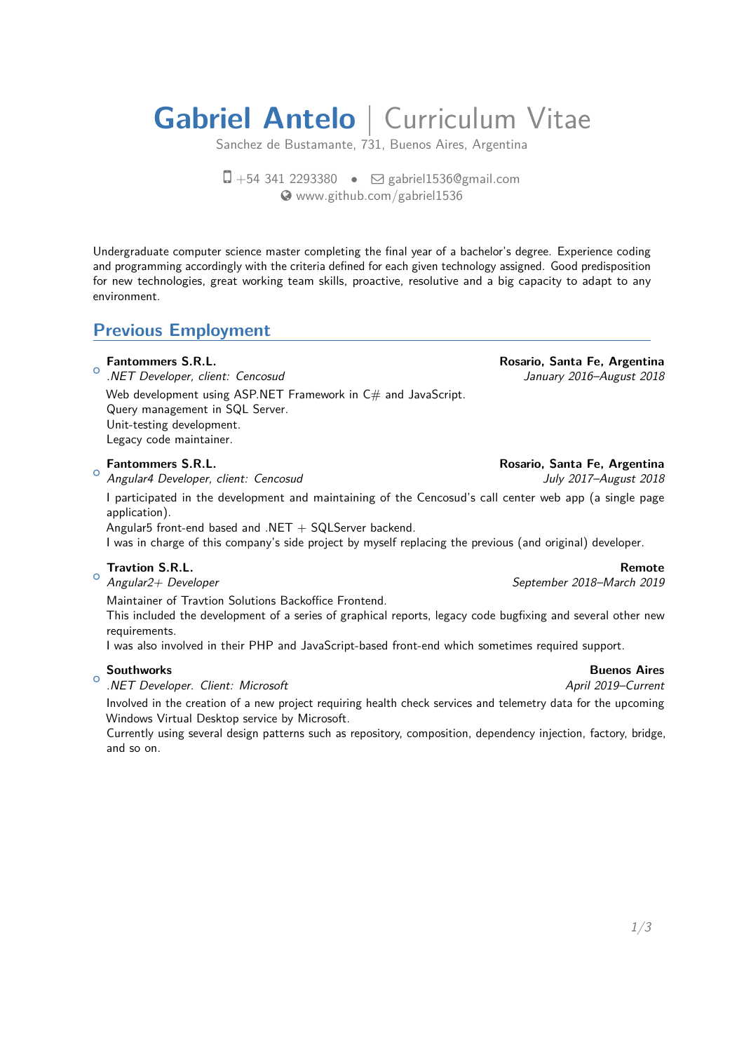# Gabriel Antelo | Curriculum Vitae

Sanchez de Bustamante, 731, Buenos Aires, Argentina

+54 341 2293380 • gabriel1536@gmail.com
www.github.com/gabriel1536

Undergraduate computer science master completing the final year of a bachelor's degree. Experience coding and programming accordingly with the criteria defined for each given technology assigned. Good predisposition for new technologies, great working team skills, proactive, resolutive and a big capacity to adapt to any environment.

## Previous Employment

- **Fantommers S.R.L.** — **Rosario, Santa Fe, Argentina**
  *.NET Developer, client: Cencosud* — *January 2016–August 2018*
  Web development using ASP.NET Framework in C# and JavaScript.
  Query management in SQL Server.
  Unit-testing development.
  Legacy code maintainer.

- **Fantommers S.R.L.** — **Rosario, Santa Fe, Argentina**
  *Angular4 Developer, client: Cencosud* — *July 2017–August 2018*
  I participated in the development and maintaining of the Cencosud's call center web app (a single page application).
  Angular5 front-end based and .NET + SQLServer backend.
  I was in charge of this company's side project by myself replacing the previous (and original) developer.

- **Travtion S.R.L.** — **Remote**
  *Angular2+ Developer* — *September 2018–March 2019*
  Maintainer of Travtion Solutions Backoffice Frontend.
  This included the development of a series of graphical reports, legacy code bugfixing and several other new requirements.
  I was also involved in their PHP and JavaScript-based front-end which sometimes required support.

- **Southworks** — **Buenos Aires**
  *.NET Developer. Client: Microsoft* — *April 2019–Current*
  Involved in the creation of a new project requiring health check services and telemetry data for the upcoming Windows Virtual Desktop service by Microsoft.
  Currently using several design patterns such as repository, composition, dependency injection, factory, bridge, and so on.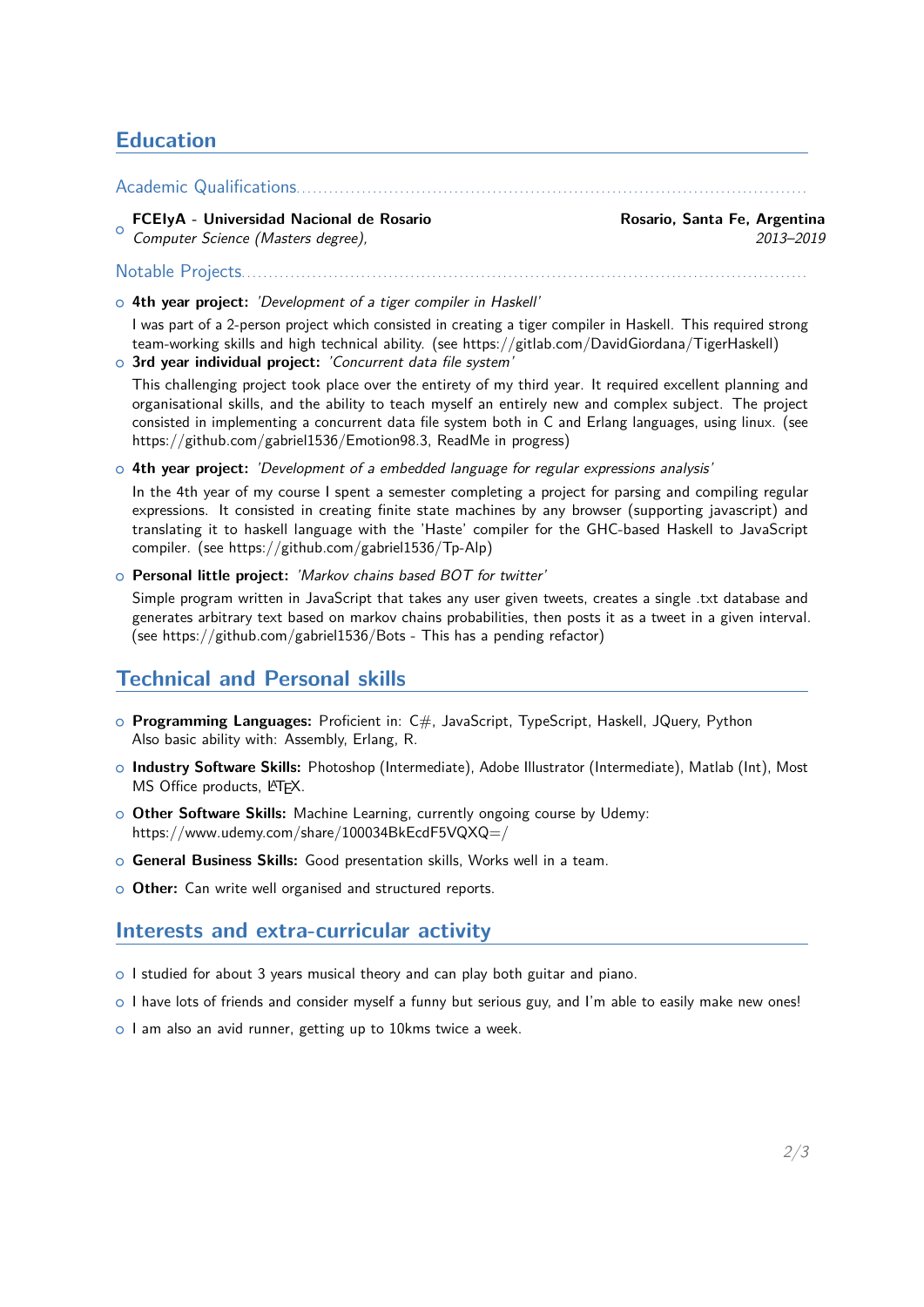## Education

### Academic Qualifications

- **FCEIyA - Universidad Nacional de Rosario** — **Rosario, Santa Fe, Argentina**
  *Computer Science (Masters degree),* — *2013–2019*

### Notable Projects

- **4th year project:** *'Development of a tiger compiler in Haskell'*

  I was part of a 2-person project which consisted in creating a tiger compiler in Haskell. This required strong team-working skills and high technical ability. (see https://gitlab.com/DavidGiordana/TigerHaskell)

- **3rd year individual project:** *'Concurrent data file system'*

  This challenging project took place over the entirety of my third year. It required excellent planning and organisational skills, and the ability to teach myself an entirely new and complex subject. The project consisted in implementing a concurrent data file system both in C and Erlang languages, using linux. (see https://github.com/gabriel1536/Emotion98.3, ReadMe in progress)

- **4th year project:** *'Development of a embedded language for regular expressions analysis'*

  In the 4th year of my course I spent a semester completing a project for parsing and compiling regular expressions. It consisted in creating finite state machines by any browser (supporting javascript) and translating it to haskell language with the 'Haste' compiler for the GHC-based Haskell to JavaScript compiler. (see https://github.com/gabriel1536/Tp-Alp)

- **Personal little project:** *'Markov chains based BOT for twitter'*

  Simple program written in JavaScript that takes any user given tweets, creates a single .txt database and generates arbitrary text based on markov chains probabilities, then posts it as a tweet in a given interval. (see https://github.com/gabriel1536/Bots - This has a pending refactor)

## Technical and Personal skills

- **Programming Languages:** Proficient in: C#, JavaScript, TypeScript, Haskell, JQuery, Python
  Also basic ability with: Assembly, Erlang, R.
- **Industry Software Skills:** Photoshop (Intermediate), Adobe Illustrator (Intermediate), Matlab (Int), Most MS Office products, LaTeX.
- **Other Software Skills:** Machine Learning, currently ongoing course by Udemy: https://www.udemy.com/share/100034BkEcdF5VQXQ=/
- **General Business Skills:** Good presentation skills, Works well in a team.
- **Other:** Can write well organised and structured reports.

## Interests and extra-curricular activity

- I studied for about 3 years musical theory and can play both guitar and piano.
- I have lots of friends and consider myself a funny but serious guy, and I'm able to easily make new ones!
- I am also an avid runner, getting up to 10kms twice a week.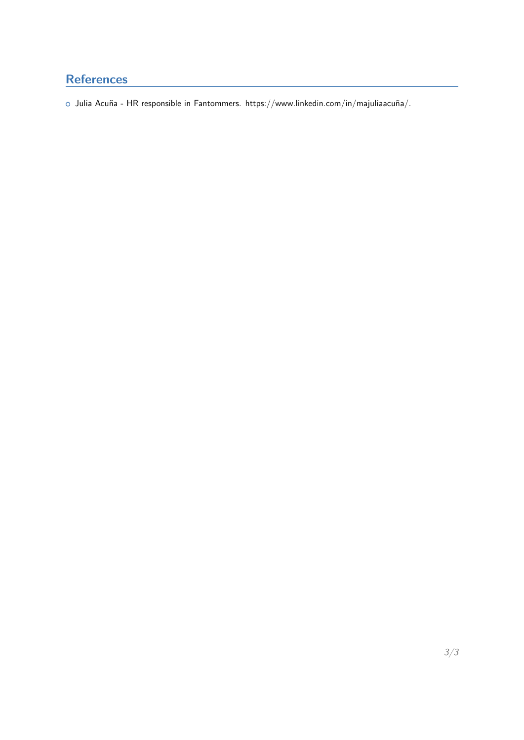## References

- Julia Acuña - HR responsible in Fantommers. https://www.linkedin.com/in/majuliaacuña/.